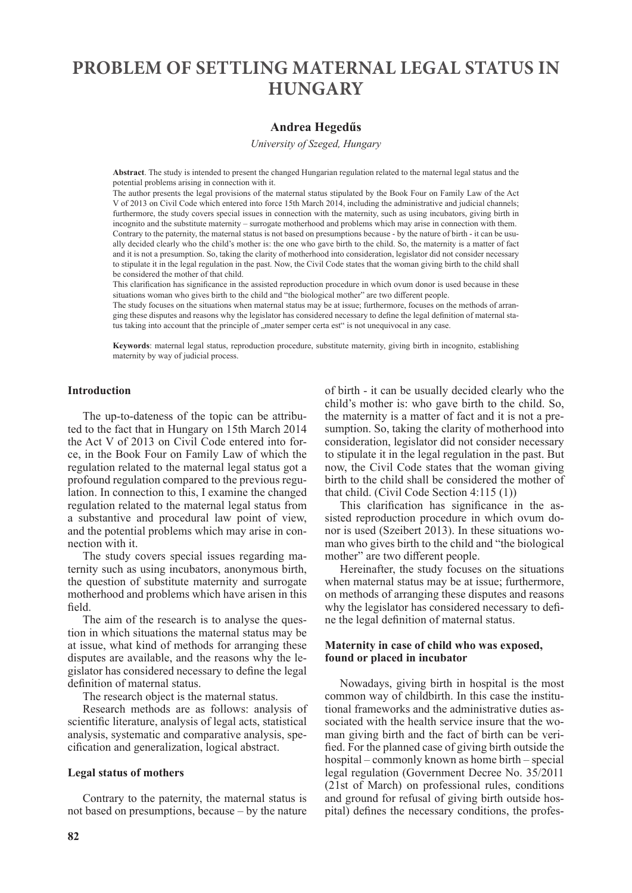# PROBLEM OF SETTLING MATERNAL LEGAL STATUS IN HUNGARY

**Andrea Hegedűs**

*University of Szeged, Hungary*

**Abstract**. The study is intended to present the changed Hungarian regulation related to the maternal legal status and the potential problems arising in connection with it.

The author presents the legal provisions of the maternal status stipulated by the Book Four on Family Law of the Act V of 2013 on Civil Code which entered into force 15th March 2014, including the administrative and judicial channels; furthermore, the study covers special issues in connection with the maternity, such as using incubators, giving birth in incognito and the substitute maternity – surrogate motherhood and problems which may arise in connection with them.

Contrary to the paternity, the maternal status is not based on presumptions because - by the nature of birth - it can be usually decided clearly who the child's mother is: the one who gave birth to the child. So, the maternity is a matter of fact and it is not a presumption. So, taking the clarity of motherhood into consideration, legislator did not consider necessary to stipulate it in the legal regulation in the past. Now, the Civil Code states that the woman giving birth to the child shall be considered the mother of that child.

This clarification has significance in the assisted reproduction procedure in which ovum donor is used because in these situations woman who gives birth to the child and "the biological mother" are two different people.

The study focuses on the situations when maternal status may be at issue; furthermore, focuses on the methods of arranging these disputes and reasons why the legislator has considered necessary to define the legal definition of maternal status taking into account that the principle of „mater semper certa est" is not unequivocal in any case.

**Keywords**: maternal legal status, reproduction procedure, substitute maternity, giving birth in incognito, establishing maternity by way of judicial process.

## Introduction

The up-to-dateness of the topic can be attributed to the fact that in Hungary on 15th March 2014 the Act V of 2013 on Civil Code entered into force, in the Book Four on Family Law of which the regulation related to the maternal legal status got a profound regulation compared to the previous regulation. In connection to this, I examine the changed regulation related to the maternal legal status from a substantive and procedural law point of view, and the potential problems which may arise in connection with it.

The study covers special issues regarding maternity such as using incubators, anonymous birth, the question of substitute maternity and surrogate motherhood and problems which have arisen in this field.

The aim of the research is to analyse the question in which situations the maternal status may be at issue, what kind of methods for arranging these disputes are available, and the reasons why the legislator has considered necessary to define the legal definition of maternal status.

The research object is the maternal status.

Research methods are as follows: analysis of scientific literature, analysis of legal acts, statistical analysis, systematic and comparative analysis, specification and generalization, logical abstract.

## Legal status of mothers

Contrary to the paternity, the maternal status is not based on presumptions, because – by the nature of birth - it can be usually decided clearly who the child's mother is: who gave birth to the child. So, the maternity is a matter of fact and it is not a presumption. So, taking the clarity of motherhood into consideration, legislator did not consider necessary to stipulate it in the legal regulation in the past. But now, the Civil Code states that the woman giving birth to the child shall be considered the mother of that child. (Civil Code Section 4:115 (1))

This clarification has significance in the assisted reproduction procedure in which ovum donor is used (Szeibert 2013). In these situations woman who gives birth to the child and "the biological mother" are two different people.

Hereinafter, the study focuses on the situations when maternal status may be at issue; furthermore, on methods of arranging these disputes and reasons why the legislator has considered necessary to define the legal definition of maternal status.

## Maternity in case of child who was exposed, found or placed in incubator

Nowadays, giving birth in hospital is the most common way of childbirth. In this case the institutional frameworks and the administrative duties associated with the health service insure that the woman giving birth and the fact of birth can be verified. For the planned case of giving birth outside the hospital – commonly known as home birth – special legal regulation (Government Decree No. 35/2011 (21st of March) on professional rules, conditions and ground for refusal of giving birth outside hospital) defines the necessary conditions, the profes-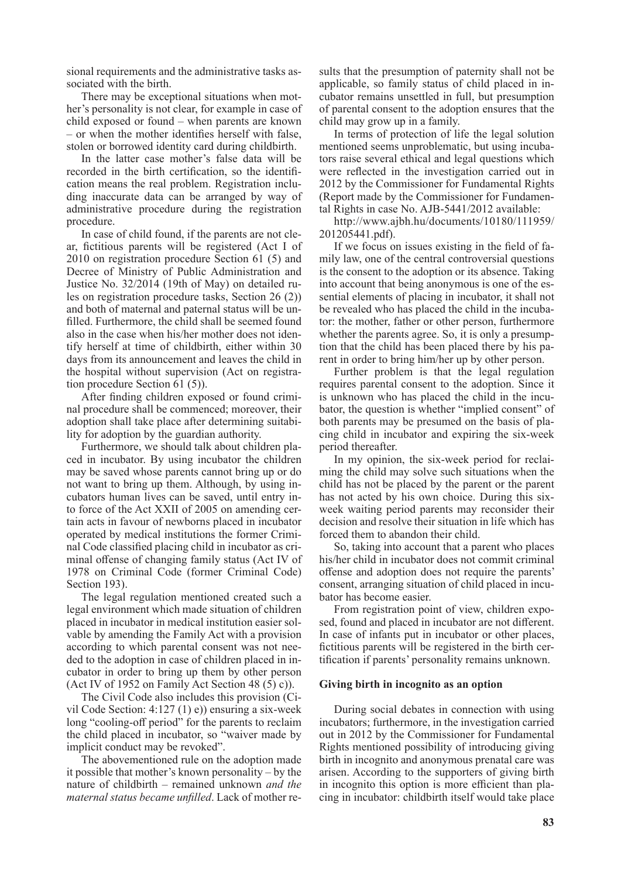sional requirements and the administrative tasks associated with the birth.

There may be exceptional situations when mother's personality is not clear, for example in case of child exposed or found – when parents are known – or when the mother identifies herself with false, stolen or borrowed identity card during childbirth.

In the latter case mother's false data will be recorded in the birth certification, so the identification means the real problem. Registration including inaccurate data can be arranged by way of administrative procedure during the registration procedure.

In case of child found, if the parents are not clear, fictitious parents will be registered (Act I of 2010 on registration procedure Section 61 (5) and Decree of Ministry of Public Administration and Justice No. 32/2014 (19th of May) on detailed rules on registration procedure tasks, Section 26 (2)) and both of maternal and paternal status will be unfilled. Furthermore, the child shall be seemed found also in the case when his/her mother does not identify herself at time of childbirth, either within 30 days from its announcement and leaves the child in the hospital without supervision (Act on registration procedure Section 61 (5)).

After finding children exposed or found criminal procedure shall be commenced; moreover, their adoption shall take place after determining suitability for adoption by the guardian authority.

Furthermore, we should talk about children placed in incubator. By using incubator the children may be saved whose parents cannot bring up or do not want to bring up them. Although, by using incubators human lives can be saved, until entry into force of the Act XXII of 2005 on amending certain acts in favour of newborns placed in incubator operated by medical institutions the former Criminal Code classified placing child in incubator as criminal offense of changing family status (Act IV of 1978 on Criminal Code (former Criminal Code) Section 193).

The legal regulation mentioned created such a legal environment which made situation of children placed in incubator in medical institution easier solvable by amending the Family Act with a provision according to which parental consent was not needed to the adoption in case of children placed in incubator in order to bring up them by other person (Act IV of 1952 on Family Act Section 48 (5) c)).

The Civil Code also includes this provision (Civil Code Section: 4:127 (1) e)) ensuring a six-week long "cooling-off period" for the parents to reclaim the child placed in incubator, so "waiver made by implicit conduct may be revoked".

The abovementioned rule on the adoption made it possible that mother's known personality – by the nature of childbirth – remained unknown *and the maternal status became unfilled*. Lack of mother results that the presumption of paternity shall not be applicable, so family status of child placed in incubator remains unsettled in full, but presumption of parental consent to the adoption ensures that the child may grow up in a family.

In terms of protection of life the legal solution mentioned seems unproblematic, but using incubators raise several ethical and legal questions which were reflected in the investigation carried out in 2012 by the Commissioner for Fundamental Rights (Report made by the Commissioner for Fundamental Rights in case No. AJB-5441/2012 available:

http://www.ajbh.hu/documents/10180/111959/201205441.pdf).

If we focus on issues existing in the field of family law, one of the central controversial questions is the consent to the adoption or its absence. Taking into account that being anonymous is one of the essential elements of placing in incubator, it shall not be revealed who has placed the child in the incubator: the mother, father or other person, furthermore whether the parents agree. So, it is only a presumption that the child has been placed there by his parent in order to bring him/her up by other person.

Further problem is that the legal regulation requires parental consent to the adoption. Since it is unknown who has placed the child in the incubator, the question is whether "implied consent" of both parents may be presumed on the basis of placing child in incubator and expiring the six-week period thereafter.

In my opinion, the six-week period for reclaiming the child may solve such situations when the child has not be placed by the parent or the parent has not acted by his own choice. During this six-week waiting period parents may reconsider their decision and resolve their situation in life which has forced them to abandon their child.

So, taking into account that a parent who places his/her child in incubator does not commit criminal offense and adoption does not require the parents' consent, arranging situation of child placed in incubator has become easier.

From registration point of view, children exposed, found and placed in incubator are not different. In case of infants put in incubator or other places, fictitious parents will be registered in the birth certification if parents' personality remains unknown.

**Giving birth in incognito as an option**

During social debates in connection with using incubators; furthermore, in the investigation carried out in 2012 by the Commissioner for Fundamental Rights mentioned possibility of introducing giving birth in incognito and anonymous prenatal care was arisen. According to the supporters of giving birth in incognito this option is more efficient than placing in incubator: childbirth itself would take place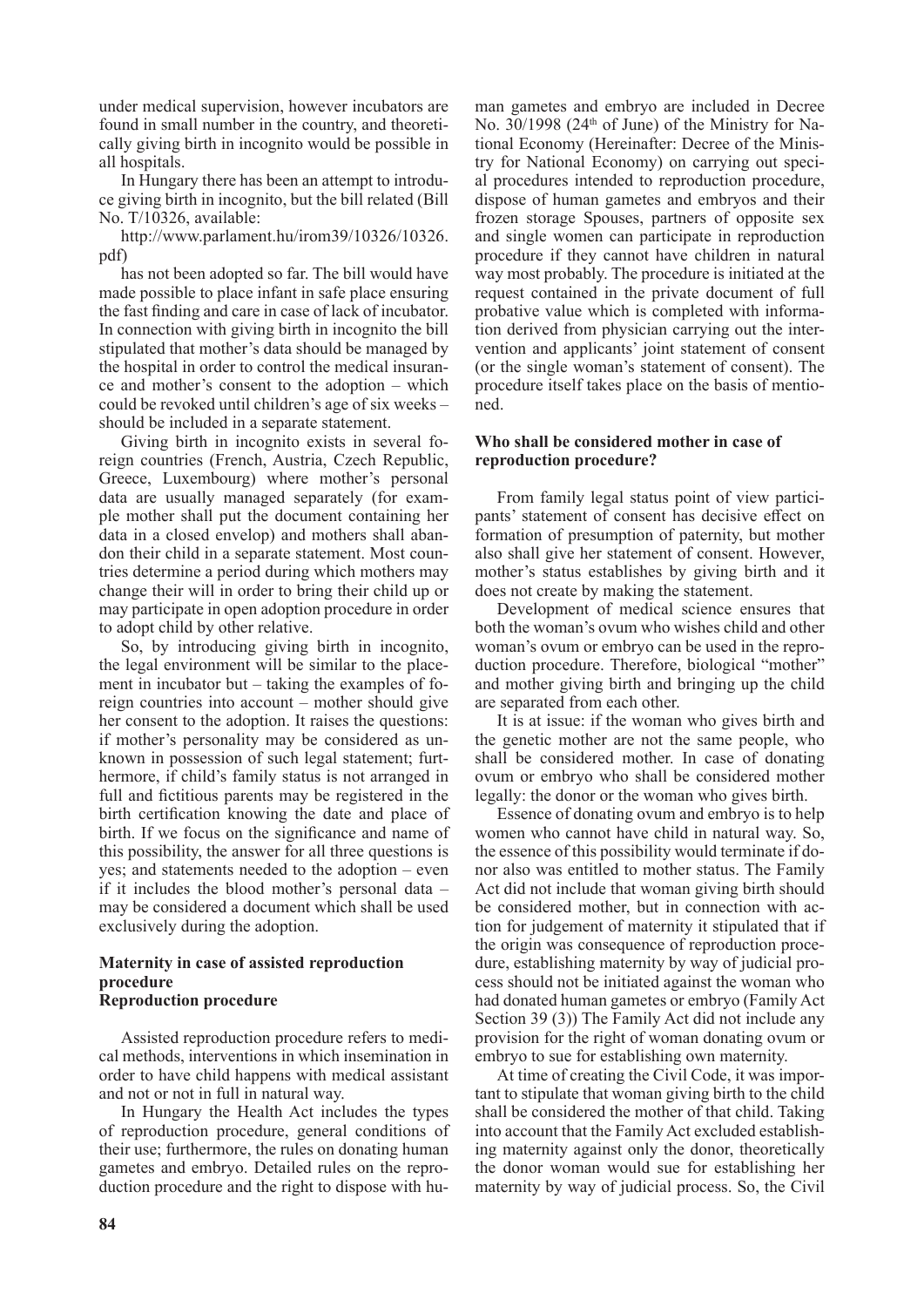under medical supervision, however incubators are found in small number in the country, and theoretically giving birth in incognito would be possible in all hospitals.

In Hungary there has been an attempt to introduce giving birth in incognito, but the bill related (Bill No. T/10326, available:

http://www.parlament.hu/irom39/10326/10326.pdf)

has not been adopted so far. The bill would have made possible to place infant in safe place ensuring the fast finding and care in case of lack of incubator. In connection with giving birth in incognito the bill stipulated that mother's data should be managed by the hospital in order to control the medical insurance and mother's consent to the adoption – which could be revoked until children's age of six weeks – should be included in a separate statement.

Giving birth in incognito exists in several foreign countries (French, Austria, Czech Republic, Greece, Luxembourg) where mother's personal data are usually managed separately (for example mother shall put the document containing her data in a closed envelop) and mothers shall abandon their child in a separate statement. Most countries determine a period during which mothers may change their will in order to bring their child up or may participate in open adoption procedure in order to adopt child by other relative.

So, by introducing giving birth in incognito, the legal environment will be similar to the placement in incubator but – taking the examples of foreign countries into account – mother should give her consent to the adoption. It raises the questions: if mother's personality may be considered as unknown in possession of such legal statement; furthermore, if child's family status is not arranged in full and fictitious parents may be registered in the birth certification knowing the date and place of birth. If we focus on the significance and name of this possibility, the answer for all three questions is yes; and statements needed to the adoption – even if it includes the blood mother's personal data – may be considered a document which shall be used exclusively during the adoption.

### Maternity in case of assisted reproduction procedure

### Reproduction procedure

Assisted reproduction procedure refers to medical methods, interventions in which insemination in order to have child happens with medical assistant and not or not in full in natural way.

In Hungary the Health Act includes the types of reproduction procedure, general conditions of their use; furthermore, the rules on donating human gametes and embryo. Detailed rules on the reproduction procedure and the right to dispose with human gametes and embryo are included in Decree No. 30/1998 (24th of June) of the Ministry for National Economy (Hereinafter: Decree of the Ministry for National Economy) on carrying out special procedures intended to reproduction procedure, dispose of human gametes and embryos and their frozen storage Spouses, partners of opposite sex and single women can participate in reproduction procedure if they cannot have children in natural way most probably. The procedure is initiated at the request contained in the private document of full probative value which is completed with information derived from physician carrying out the intervention and applicants' joint statement of consent (or the single woman's statement of consent). The procedure itself takes place on the basis of mentioned.

### Who shall be considered mother in case of reproduction procedure?

From family legal status point of view participants' statement of consent has decisive effect on formation of presumption of paternity, but mother also shall give her statement of consent. However, mother's status establishes by giving birth and it does not create by making the statement.

Development of medical science ensures that both the woman's ovum who wishes child and other woman's ovum or embryo can be used in the reproduction procedure. Therefore, biological "mother" and mother giving birth and bringing up the child are separated from each other.

It is at issue: if the woman who gives birth and the genetic mother are not the same people, who shall be considered mother. In case of donating ovum or embryo who shall be considered mother legally: the donor or the woman who gives birth.

Essence of donating ovum and embryo is to help women who cannot have child in natural way. So, the essence of this possibility would terminate if donor also was entitled to mother status. The Family Act did not include that woman giving birth should be considered mother, but in connection with action for judgement of maternity it stipulated that if the origin was consequence of reproduction procedure, establishing maternity by way of judicial process should not be initiated against the woman who had donated human gametes or embryo (Family Act Section 39 (3)) The Family Act did not include any provision for the right of woman donating ovum or embryo to sue for establishing own maternity.

At time of creating the Civil Code, it was important to stipulate that woman giving birth to the child shall be considered the mother of that child. Taking into account that the Family Act excluded establishing maternity against only the donor, theoretically the donor woman would sue for establishing her maternity by way of judicial process. So, the Civil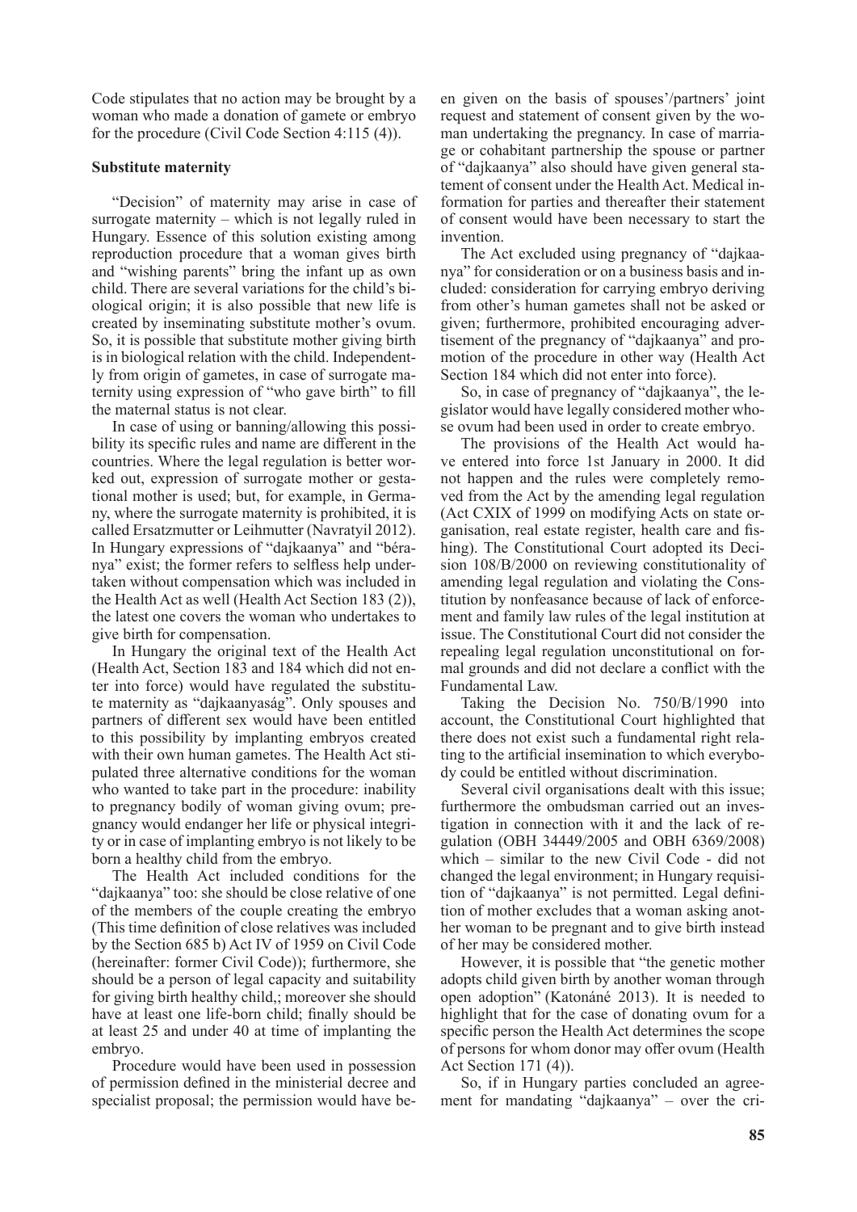Code stipulates that no action may be brought by a woman who made a donation of gamete or embryo for the procedure (Civil Code Section 4:115 (4)).

**Substitute maternity**

"Decision" of maternity may arise in case of surrogate maternity – which is not legally ruled in Hungary. Essence of this solution existing among reproduction procedure that a woman gives birth and "wishing parents" bring the infant up as own child. There are several variations for the child's biological origin; it is also possible that new life is created by inseminating substitute mother's ovum. So, it is possible that substitute mother giving birth is in biological relation with the child. Independently from origin of gametes, in case of surrogate maternity using expression of "who gave birth" to fill the maternal status is not clear.

In case of using or banning/allowing this possibility its specific rules and name are different in the countries. Where the legal regulation is better worked out, expression of surrogate mother or gestational mother is used; but, for example, in Germany, where the surrogate maternity is prohibited, it is called Ersatzmutter or Leihmutter (Navratyil 2012). In Hungary expressions of "dajkaanya" and "béranya" exist; the former refers to selfless help undertaken without compensation which was included in the Health Act as well (Health Act Section 183 (2)), the latest one covers the woman who undertakes to give birth for compensation.

In Hungary the original text of the Health Act (Health Act, Section 183 and 184 which did not enter into force) would have regulated the substitute maternity as "dajkaanyaság". Only spouses and partners of different sex would have been entitled to this possibility by implanting embryos created with their own human gametes. The Health Act stipulated three alternative conditions for the woman who wanted to take part in the procedure: inability to pregnancy bodily of woman giving ovum; pregnancy would endanger her life or physical integrity or in case of implanting embryo is not likely to be born a healthy child from the embryo.

The Health Act included conditions for the "dajkaanya" too: she should be close relative of one of the members of the couple creating the embryo (This time definition of close relatives was included by the Section 685 b) Act IV of 1959 on Civil Code (hereinafter: former Civil Code)); furthermore, she should be a person of legal capacity and suitability for giving birth healthy child,; moreover she should have at least one life-born child; finally should be at least 25 and under 40 at time of implanting the embryo.

Procedure would have been used in possession of permission defined in the ministerial decree and specialist proposal; the permission would have been given on the basis of spouses'/partners' joint request and statement of consent given by the woman undertaking the pregnancy. In case of marriage or cohabitant partnership the spouse or partner of "dajkaanya" also should have given general statement of consent under the Health Act. Medical information for parties and thereafter their statement of consent would have been necessary to start the invention.

The Act excluded using pregnancy of "dajkaanya" for consideration or on a business basis and included: consideration for carrying embryo deriving from other's human gametes shall not be asked or given; furthermore, prohibited encouraging advertisement of the pregnancy of "dajkaanya" and promotion of the procedure in other way (Health Act Section 184 which did not enter into force).

So, in case of pregnancy of "dajkaanya", the legislator would have legally considered mother whose ovum had been used in order to create embryo.

The provisions of the Health Act would have entered into force 1st January in 2000. It did not happen and the rules were completely removed from the Act by the amending legal regulation (Act CXIX of 1999 on modifying Acts on state organisation, real estate register, health care and fishing). The Constitutional Court adopted its Decision 108/B/2000 on reviewing constitutionality of amending legal regulation and violating the Constitution by nonfeasance because of lack of enforcement and family law rules of the legal institution at issue. The Constitutional Court did not consider the repealing legal regulation unconstitutional on formal grounds and did not declare a conflict with the Fundamental Law.

Taking the Decision No. 750/B/1990 into account, the Constitutional Court highlighted that there does not exist such a fundamental right relating to the artificial insemination to which everybody could be entitled without discrimination.

Several civil organisations dealt with this issue; furthermore the ombudsman carried out an investigation in connection with it and the lack of regulation (OBH 34449/2005 and OBH 6369/2008) which – similar to the new Civil Code - did not changed the legal environment; in Hungary requisition of "dajkaanya" is not permitted. Legal definition of mother excludes that a woman asking another woman to be pregnant and to give birth instead of her may be considered mother.

However, it is possible that "the genetic mother adopts child given birth by another woman through open adoption" (Katonáné 2013). It is needed to highlight that for the case of donating ovum for a specific person the Health Act determines the scope of persons for whom donor may offer ovum (Health Act Section 171 (4)).

So, if in Hungary parties concluded an agreement for mandating "dajkaanya" – over the cri-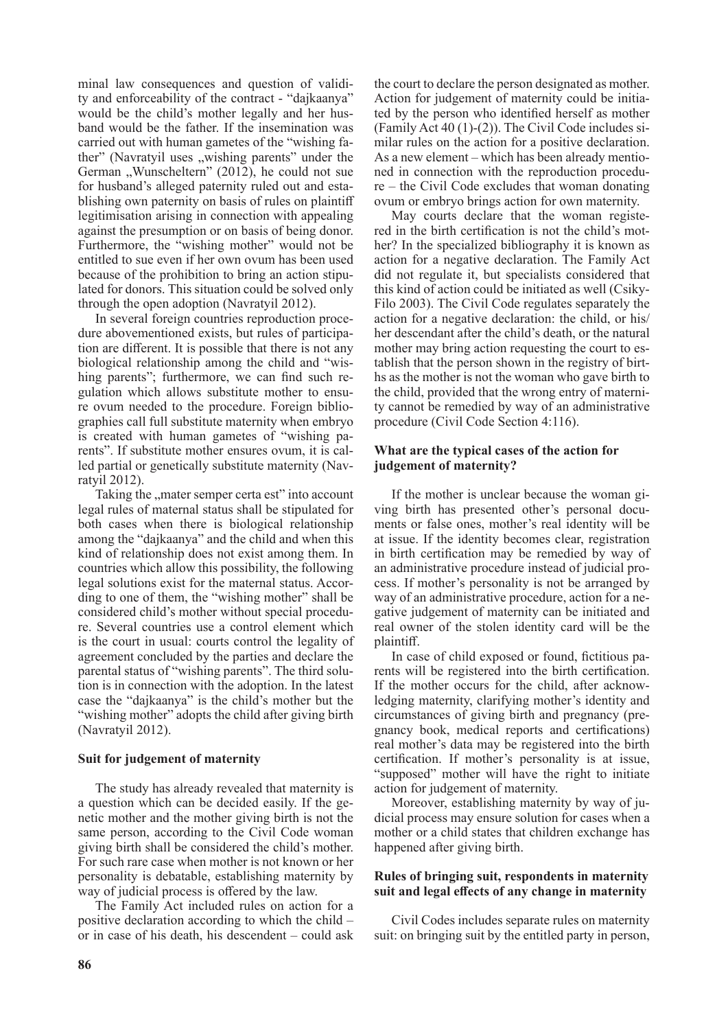minal law consequences and question of validity and enforceability of the contract - "dajkaanya" would be the child's mother legally and her husband would be the father. If the insemination was carried out with human gametes of the "wishing father" (Navratyil uses „wishing parents" under the German „Wunscheltern" (2012), he could not sue for husband's alleged paternity ruled out and establishing own paternity on basis of rules on plaintiff legitimisation arising in connection with appealing against the presumption or on basis of being donor. Furthermore, the "wishing mother" would not be entitled to sue even if her own ovum has been used because of the prohibition to bring an action stipulated for donors. This situation could be solved only through the open adoption (Navratyil 2012).

In several foreign countries reproduction procedure abovementioned exists, but rules of participation are different. It is possible that there is not any biological relationship among the child and "wishing parents"; furthermore, we can find such regulation which allows substitute mother to ensure ovum needed to the procedure. Foreign bibliographies call full substitute maternity when embryo is created with human gametes of "wishing parents". If substitute mother ensures ovum, it is called partial or genetically substitute maternity (Navratyil 2012).

Taking the „mater semper certa est" into account legal rules of maternal status shall be stipulated for both cases when there is biological relationship among the "dajkaanya" and the child and when this kind of relationship does not exist among them. In countries which allow this possibility, the following legal solutions exist for the maternal status. According to one of them, the "wishing mother" shall be considered child's mother without special procedure. Several countries use a control element which is the court in usual: courts control the legality of agreement concluded by the parties and declare the parental status of "wishing parents". The third solution is in connection with the adoption. In the latest case the "dajkaanya" is the child's mother but the "wishing mother" adopts the child after giving birth (Navratyil 2012).

**Suit for judgement of maternity**

The study has already revealed that maternity is a question which can be decided easily. If the genetic mother and the mother giving birth is not the same person, according to the Civil Code woman giving birth shall be considered the child's mother. For such rare case when mother is not known or her personality is debatable, establishing maternity by way of judicial process is offered by the law.

The Family Act included rules on action for a positive declaration according to which the child – or in case of his death, his descendent – could ask the court to declare the person designated as mother. Action for judgement of maternity could be initiated by the person who identified herself as mother (Family Act 40 (1)-(2)). The Civil Code includes similar rules on the action for a positive declaration. As a new element – which has been already mentioned in connection with the reproduction procedure – the Civil Code excludes that woman donating ovum or embryo brings action for own maternity.

May courts declare that the woman registered in the birth certification is not the child's mother? In the specialized bibliography it is known as action for a negative declaration. The Family Act did not regulate it, but specialists considered that this kind of action could be initiated as well (Csiky-Filo 2003). The Civil Code regulates separately the action for a negative declaration: the child, or his/her descendant after the child's death, or the natural mother may bring action requesting the court to establish that the person shown in the registry of births as the mother is not the woman who gave birth to the child, provided that the wrong entry of maternity cannot be remedied by way of an administrative procedure (Civil Code Section 4:116).

**What are the typical cases of the action for judgement of maternity?**

If the mother is unclear because the woman giving birth has presented other's personal documents or false ones, mother's real identity will be at issue. If the identity becomes clear, registration in birth certification may be remedied by way of an administrative procedure instead of judicial process. If mother's personality is not be arranged by way of an administrative procedure, action for a negative judgement of maternity can be initiated and real owner of the stolen identity card will be the plaintiff.

In case of child exposed or found, fictitious parents will be registered into the birth certification. If the mother occurs for the child, after acknowledging maternity, clarifying mother's identity and circumstances of giving birth and pregnancy (pregnancy book, medical reports and certifications) real mother's data may be registered into the birth certification. If mother's personality is at issue, "supposed" mother will have the right to initiate action for judgement of maternity.

Moreover, establishing maternity by way of judicial process may ensure solution for cases when a mother or a child states that children exchange has happened after giving birth.

**Rules of bringing suit, respondents in maternity suit and legal effects of any change in maternity**

Civil Codes includes separate rules on maternity suit: on bringing suit by the entitled party in person,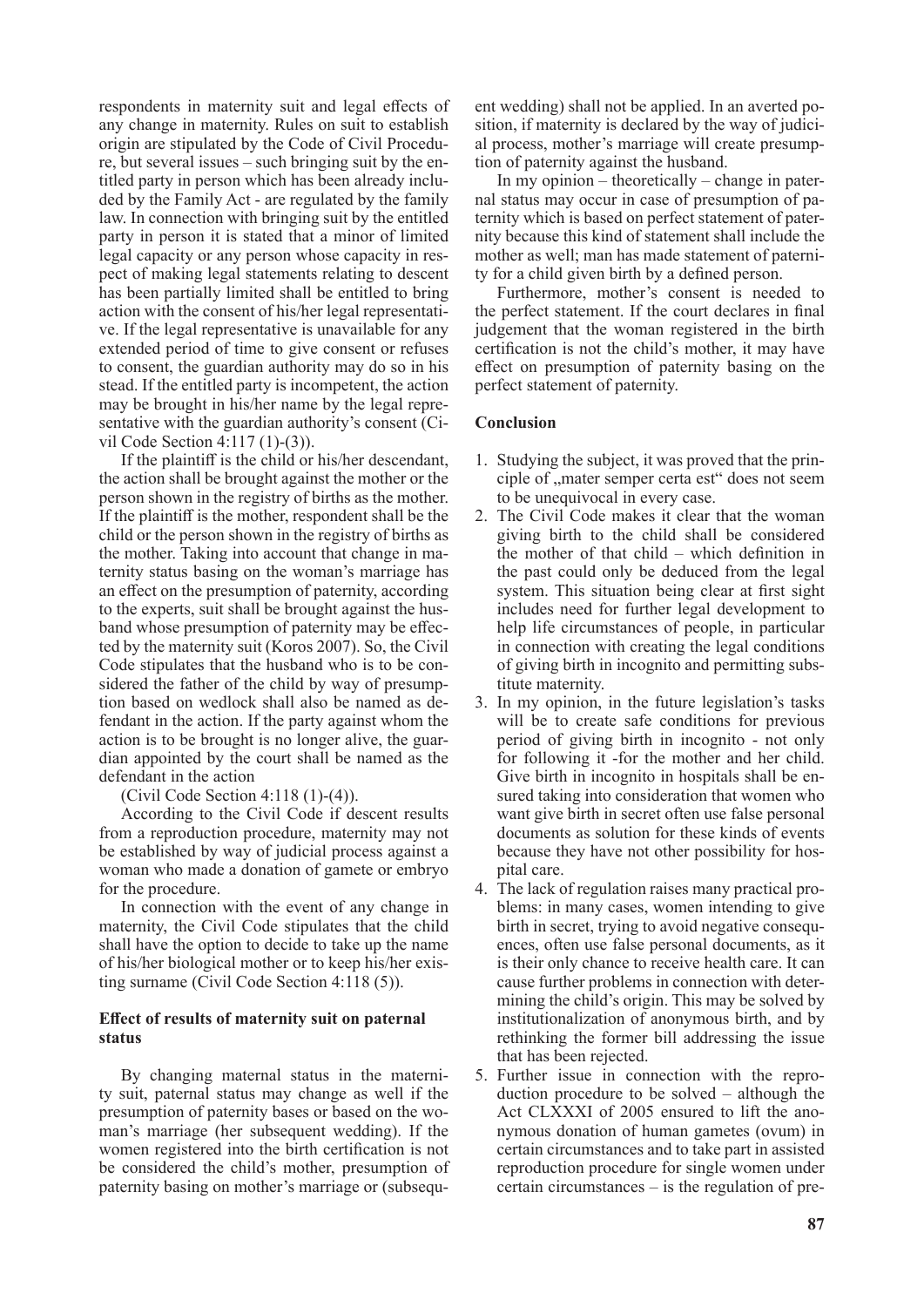respondents in maternity suit and legal effects of any change in maternity. Rules on suit to establish origin are stipulated by the Code of Civil Procedure, but several issues – such bringing suit by the entitled party in person which has been already included by the Family Act - are regulated by the family law. In connection with bringing suit by the entitled party in person it is stated that a minor of limited legal capacity or any person whose capacity in respect of making legal statements relating to descent has been partially limited shall be entitled to bring action with the consent of his/her legal representative. If the legal representative is unavailable for any extended period of time to give consent or refuses to consent, the guardian authority may do so in his stead. If the entitled party is incompetent, the action may be brought in his/her name by the legal representative with the guardian authority's consent (Civil Code Section 4:117 (1)-(3)).

If the plaintiff is the child or his/her descendant, the action shall be brought against the mother or the person shown in the registry of births as the mother. If the plaintiff is the mother, respondent shall be the child or the person shown in the registry of births as the mother. Taking into account that change in maternity status basing on the woman's marriage has an effect on the presumption of paternity, according to the experts, suit shall be brought against the husband whose presumption of paternity may be effected by the maternity suit (Koros 2007). So, the Civil Code stipulates that the husband who is to be considered the father of the child by way of presumption based on wedlock shall also be named as defendant in the action. If the party against whom the action is to be brought is no longer alive, the guardian appointed by the court shall be named as the defendant in the action

(Civil Code Section 4:118 (1)-(4)).

According to the Civil Code if descent results from a reproduction procedure, maternity may not be established by way of judicial process against a woman who made a donation of gamete or embryo for the procedure.

In connection with the event of any change in maternity, the Civil Code stipulates that the child shall have the option to decide to take up the name of his/her biological mother or to keep his/her existing surname (Civil Code Section 4:118 (5)).

### Effect of results of maternity suit on paternal status

By changing maternal status in the maternity suit, paternal status may change as well if the presumption of paternity bases or based on the woman's marriage (her subsequent wedding). If the women registered into the birth certification is not be considered the child's mother, presumption of paternity basing on mother's marriage or (subsequent wedding) shall not be applied. In an averted position, if maternity is declared by the way of judicial process, mother's marriage will create presumption of paternity against the husband.

In my opinion – theoretically – change in paternal status may occur in case of presumption of paternity which is based on perfect statement of paternity because this kind of statement shall include the mother as well; man has made statement of paternity for a child given birth by a defined person.

Furthermore, mother's consent is needed to the perfect statement. If the court declares in final judgement that the woman registered in the birth certification is not the child's mother, it may have effect on presumption of paternity basing on the perfect statement of paternity.

### Conclusion

1. Studying the subject, it was proved that the principle of „mater semper certa est" does not seem to be unequivocal in every case.
2. The Civil Code makes it clear that the woman giving birth to the child shall be considered the mother of that child – which definition in the past could only be deduced from the legal system. This situation being clear at first sight includes need for further legal development to help life circumstances of people, in particular in connection with creating the legal conditions of giving birth in incognito and permitting substitute maternity.
3. In my opinion, in the future legislation's tasks will be to create safe conditions for previous period of giving birth in incognito - not only for following it -for the mother and her child. Give birth in incognito in hospitals shall be ensured taking into consideration that women who want give birth in secret often use false personal documents as solution for these kinds of events because they have not other possibility for hospital care.
4. The lack of regulation raises many practical problems: in many cases, women intending to give birth in secret, trying to avoid negative consequences, often use false personal documents, as it is their only chance to receive health care. It can cause further problems in connection with determining the child's origin. This may be solved by institutionalization of anonymous birth, and by rethinking the former bill addressing the issue that has been rejected.
5. Further issue in connection with the reproduction procedure to be solved – although the Act CLXXXI of 2005 ensured to lift the anonymous donation of human gametes (ovum) in certain circumstances and to take part in assisted reproduction procedure for single women under certain circumstances – is the regulation of pre-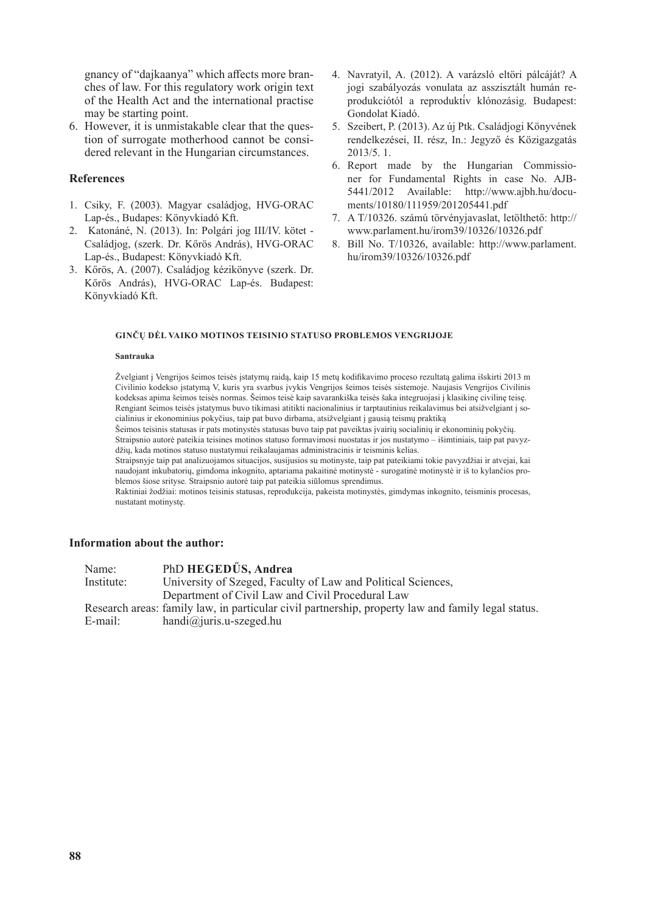gnancy of "dajkaanya" which affects more branches of law. For this regulatory work origin text of the Health Act and the international practise may be starting point.

6. However, it is unmistakable clear that the question of surrogate motherhood cannot be considered relevant in the Hungarian circumstances.

## References

1. Csiky, F. (2003). Magyar családjog, HVG-ORAC Lap-és., Budapes: Könyvkiadó Kft.
2. Katonáné, N. (2013). In: Polgári jog III/IV. kötet - Családjog, (szerk. Dr. Kőrös András), HVG-ORAC Lap-és., Budapest: Könyvkiadó Kft.
3. Kőrös, A. (2007). Családjog kézikönyve (szerk. Dr. Kőrös András), HVG-ORAC Lap-és. Budapest: Könyvkiadó Kft.
4. Navratyil, A. (2012). A varázsló eltöri pálcáját? A jogi szabályozás vonulata az asszisztált humán reprodukciótól a reproduktív klónozásig. Budapest: Gondolat Kiadó.
5. Szeibert, P. (2013). Az új Ptk. Családjogi Könyvének rendelkezései, II. rész, In.: Jegyző és Közigazgatás 2013/5. 1.
6. Report made by the Hungarian Commissioner for Fundamental Rights in case No. AJB-5441/2012 Available: http://www.ajbh.hu/documents/10180/111959/201205441.pdf
7. A T/10326. számú törvényjavaslat, letölthető: http://www.parlament.hu/irom39/10326/10326.pdf
8. Bill No. T/10326, available: http://www.parlament.hu/irom39/10326/10326.pdf

### GINČŲ DĖL VAIKO MOTINOS TEISINIO STATUSO PROBLEMOS VENGRIJOJE

**Santrauka**

Žvelgiant į Vengrijos šeimos teisės įstatymų raidą, kaip 15 metų kodifikavimo proceso rezultatą galima išskirti 2013 m Civilinio kodekso įstatymą V, kuris yra svarbus įvykis Vengrijos šeimos teisės sistemoje. Naujasis Vengrijos Civilinis kodeksas apima šeimos teisės normas. Šeimos teisė kaip savarankiška teisės šaka integruojasi į klasikinę civilinę teisę. Rengiant šeimos teisės įstatymus buvo tikimasi atitikti nacionalinius ir tarptautinius reikalavimus bei atsižvelgiant į socialinius ir ekonominius pokyčius, taip pat buvo dirbama, atsižvelgiant į gausią teismų praktiką

Šeimos teisinis statusas ir pats motinystės statusas buvo taip pat paveiktas įvairių socialinių ir ekonominių pokyčių. Straipsnio autorė pateikia teisines motinos statuso formavimosi nuostatas ir jos nustatymo – išimtiniais, taip pat pavyzdžių, kada motinos statuso nustatymui reikalaujamas administracinis ir teisminis kelias.

Straipsnyje taip pat analizuojamos situacijos, susijusios su motinyste, taip pat pateikiami tokie pavyzdžiai ir atvejai, kai naudojant inkubatorių, gimdoma inkognito, aptariama pakaitinė motinystė - surogatinė motinystė ir iš to kylančios problemos šiose srityse. Straipsnio autorė taip pat pateikia siūlomus sprendimus.

Raktiniai žodžiai: motinos teisinis statusas, reprodukcija, pakeista motinystės, gimdymas inkognito, teisminis procesas, nustatant motinystę.

### Information about the author:

Name: PhD **HEGEDŰS, Andrea**
Institute: University of Szeged, Faculty of Law and Political Sciences, Department of Civil Law and Civil Procedural Law
Research areas: family law, in particular civil partnership, property law and family legal status.
E-mail: handi@juris.u-szeged.hu